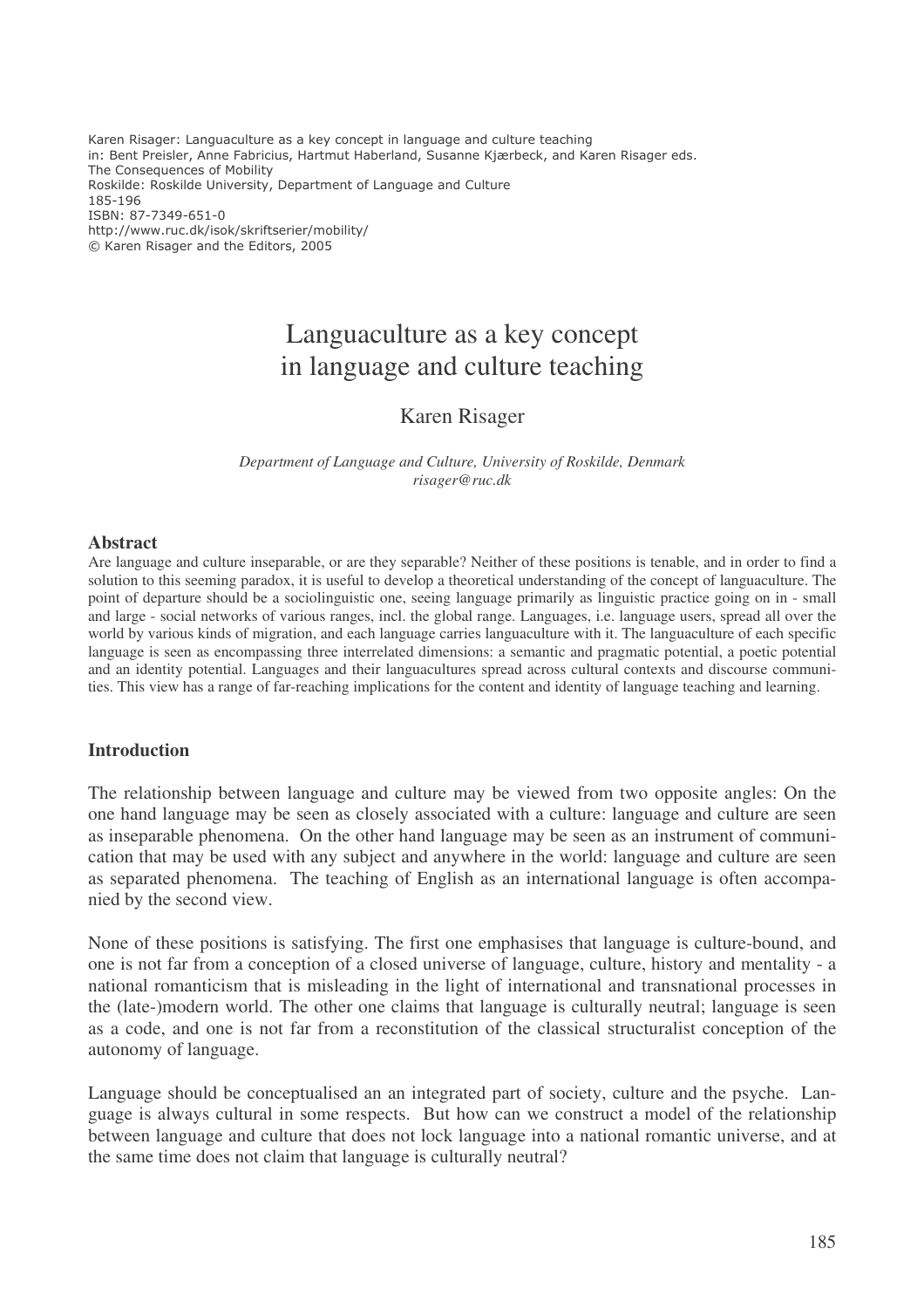Karen Risager: Languaculture as a key concept in language and culture teaching
in: Bent Preisler, Anne Fabricius, Hartmut Haberland, Susanne Kjærbeck, and Karen Risager eds.
The Consequences of Mobility
Roskilde: Roskilde University, Department of Language and Culture
185-196
ISBN: 87-7349-651-0
http://www.ruc.dk/isok/skriftserier/mobility/
© Karen Risager and the Editors, 2005

# Languaculture as a key concept in language and culture teaching

Karen Risager

*Department of Language and Culture, University of Roskilde, Denmark*
*risager@ruc.dk*

## Abstract

Are language and culture inseparable, or are they separable? Neither of these positions is tenable, and in order to find a solution to this seeming paradox, it is useful to develop a theoretical understanding of the concept of languaculture. The point of departure should be a sociolinguistic one, seeing language primarily as linguistic practice going on in - small and large - social networks of various ranges, incl. the global range. Languages, i.e. language users, spread all over the world by various kinds of migration, and each language carries languaculture with it. The languaculture of each specific language is seen as encompassing three interrelated dimensions: a semantic and pragmatic potential, a poetic potential and an identity potential. Languages and their languacultures spread across cultural contexts and discourse communities. This view has a range of far-reaching implications for the content and identity of language teaching and learning.

## Introduction

The relationship between language and culture may be viewed from two opposite angles: On the one hand language may be seen as closely associated with a culture: language and culture are seen as inseparable phenomena. On the other hand language may be seen as an instrument of communication that may be used with any subject and anywhere in the world: language and culture are seen as separated phenomena. The teaching of English as an international language is often accompanied by the second view.

None of these positions is satisfying. The first one emphasises that language is culture-bound, and one is not far from a conception of a closed universe of language, culture, history and mentality - a national romanticism that is misleading in the light of international and transnational processes in the (late-)modern world. The other one claims that language is culturally neutral; language is seen as a code, and one is not far from a reconstitution of the classical structuralist conception of the autonomy of language.

Language should be conceptualised an an integrated part of society, culture and the psyche. Language is always cultural in some respects. But how can we construct a model of the relationship between language and culture that does not lock language into a national romantic universe, and at the same time does not claim that language is culturally neutral?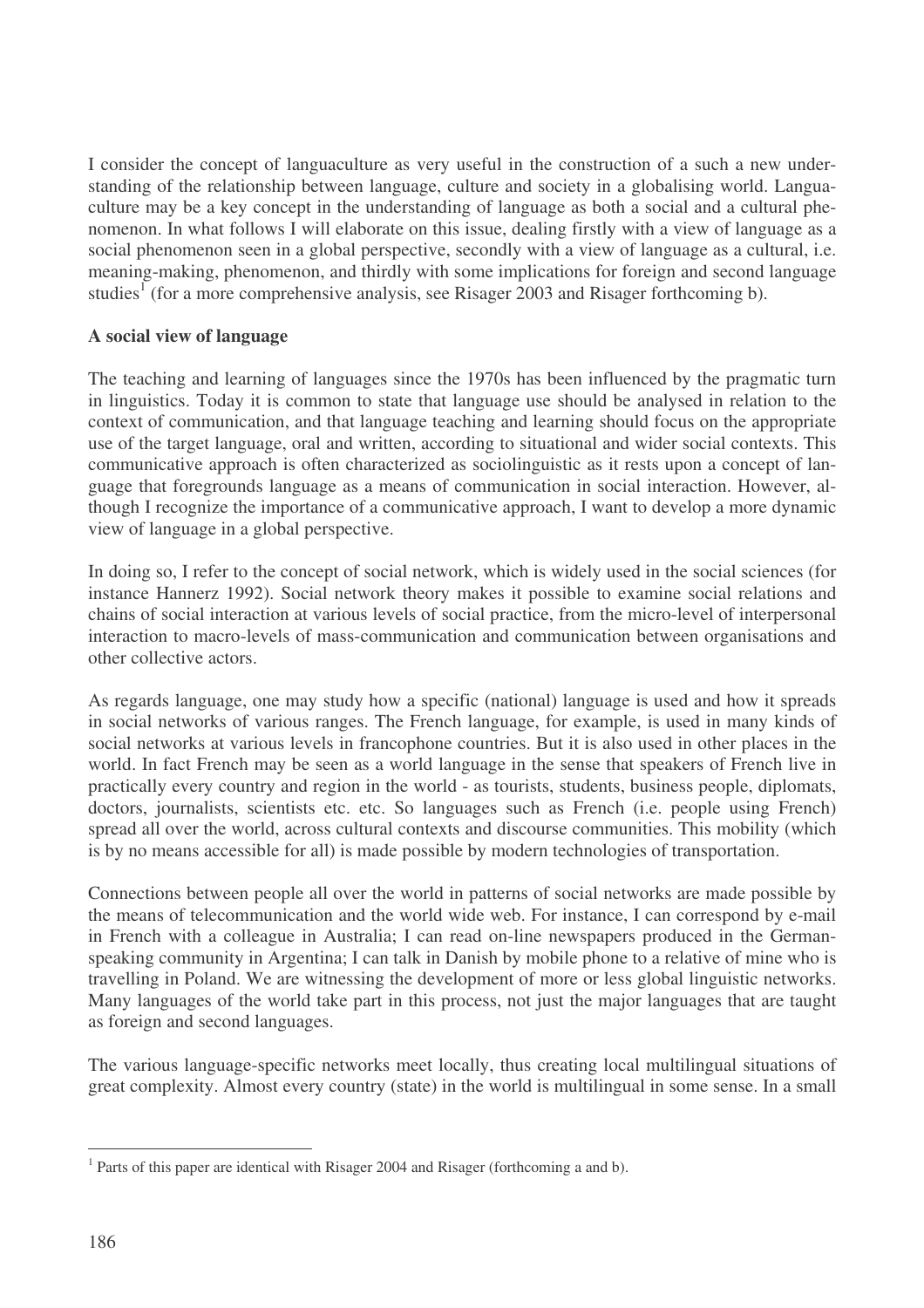I consider the concept of languaculture as very useful in the construction of a such a new understanding of the relationship between language, culture and society in a globalising world. Languaculture may be a key concept in the understanding of language as both a social and a cultural phenomenon. In what follows I will elaborate on this issue, dealing firstly with a view of language as a social phenomenon seen in a global perspective, secondly with a view of language as a cultural, i.e. meaning-making, phenomenon, and thirdly with some implications for foreign and second language studies[1] (for a more comprehensive analysis, see Risager 2003 and Risager forthcoming b).

**A social view of language**

The teaching and learning of languages since the 1970s has been influenced by the pragmatic turn in linguistics. Today it is common to state that language use should be analysed in relation to the context of communication, and that language teaching and learning should focus on the appropriate use of the target language, oral and written, according to situational and wider social contexts. This communicative approach is often characterized as sociolinguistic as it rests upon a concept of language that foregrounds language as a means of communication in social interaction. However, although I recognize the importance of a communicative approach, I want to develop a more dynamic view of language in a global perspective.

In doing so, I refer to the concept of social network, which is widely used in the social sciences (for instance Hannerz 1992). Social network theory makes it possible to examine social relations and chains of social interaction at various levels of social practice, from the micro-level of interpersonal interaction to macro-levels of mass-communication and communication between organisations and other collective actors.

As regards language, one may study how a specific (national) language is used and how it spreads in social networks of various ranges. The French language, for example, is used in many kinds of social networks at various levels in francophone countries. But it is also used in other places in the world. In fact French may be seen as a world language in the sense that speakers of French live in practically every country and region in the world - as tourists, students, business people, diplomats, doctors, journalists, scientists etc. etc. So languages such as French (i.e. people using French) spread all over the world, across cultural contexts and discourse communities. This mobility (which is by no means accessible for all) is made possible by modern technologies of transportation.

Connections between people all over the world in patterns of social networks are made possible by the means of telecommunication and the world wide web. For instance, I can correspond by e-mail in French with a colleague in Australia; I can read on-line newspapers produced in the German-speaking community in Argentina; I can talk in Danish by mobile phone to a relative of mine who is travelling in Poland. We are witnessing the development of more or less global linguistic networks. Many languages of the world take part in this process, not just the major languages that are taught as foreign and second languages.

The various language-specific networks meet locally, thus creating local multilingual situations of great complexity. Almost every country (state) in the world is multilingual in some sense. In a small

[1] Parts of this paper are identical with Risager 2004 and Risager (forthcoming a and b).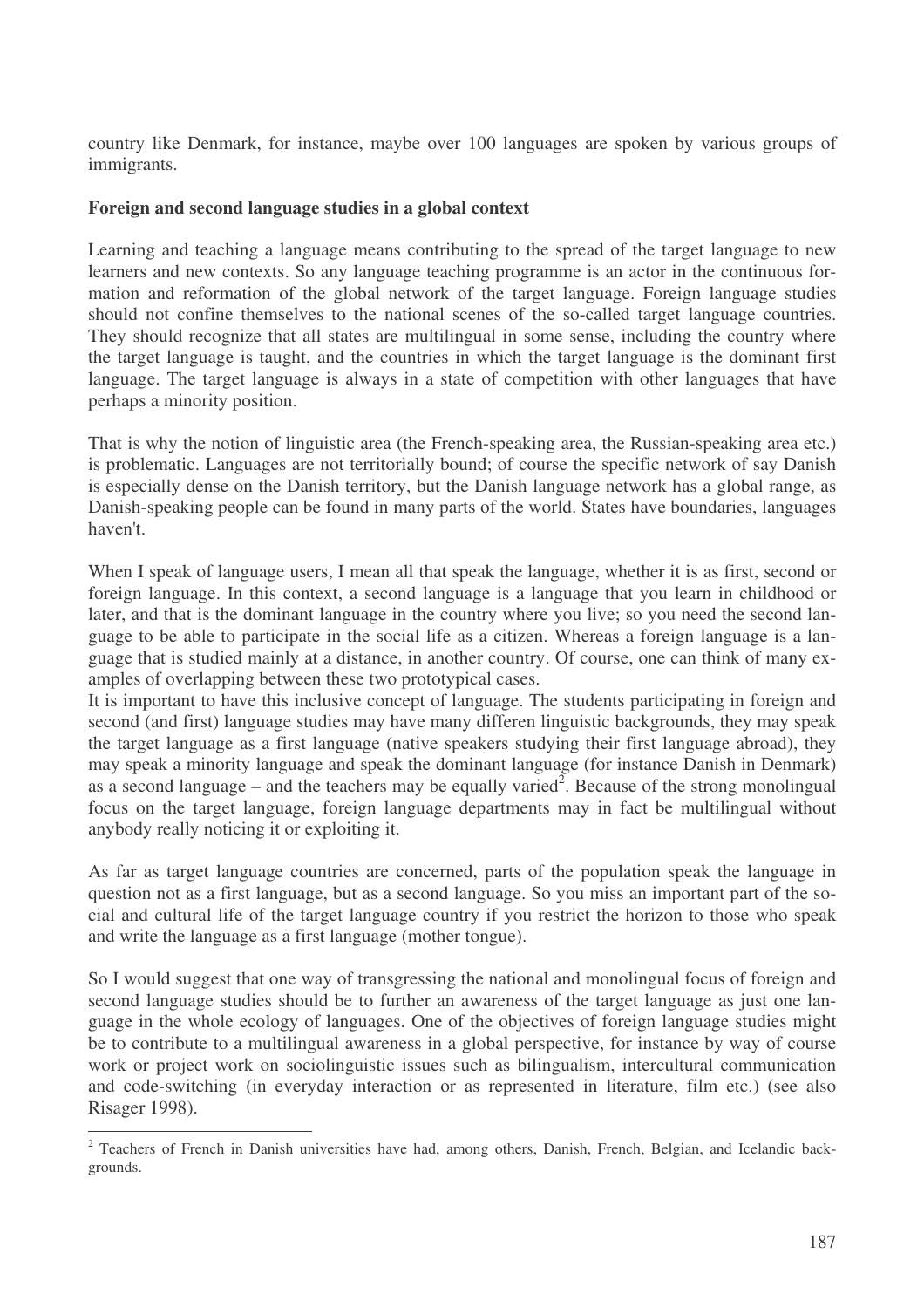country like Denmark, for instance, maybe over 100 languages are spoken by various groups of immigrants.

**Foreign and second language studies in a global context**

Learning and teaching a language means contributing to the spread of the target language to new learners and new contexts. So any language teaching programme is an actor in the continuous formation and reformation of the global network of the target language. Foreign language studies should not confine themselves to the national scenes of the so-called target language countries. They should recognize that all states are multilingual in some sense, including the country where the target language is taught, and the countries in which the target language is the dominant first language. The target language is always in a state of competition with other languages that have perhaps a minority position.

That is why the notion of linguistic area (the French-speaking area, the Russian-speaking area etc.) is problematic. Languages are not territorially bound; of course the specific network of say Danish is especially dense on the Danish territory, but the Danish language network has a global range, as Danish-speaking people can be found in many parts of the world. States have boundaries, languages haven't.

When I speak of language users, I mean all that speak the language, whether it is as first, second or foreign language. In this context, a second language is a language that you learn in childhood or later, and that is the dominant language in the country where you live; so you need the second language to be able to participate in the social life as a citizen. Whereas a foreign language is a language that is studied mainly at a distance, in another country. Of course, one can think of many examples of overlapping between these two prototypical cases.

It is important to have this inclusive concept of language. The students participating in foreign and second (and first) language studies may have many differen linguistic backgrounds, they may speak the target language as a first language (native speakers studying their first language abroad), they may speak a minority language and speak the dominant language (for instance Danish in Denmark) as a second language – and the teachers may be equally varied[2]. Because of the strong monolingual focus on the target language, foreign language departments may in fact be multilingual without anybody really noticing it or exploiting it.

As far as target language countries are concerned, parts of the population speak the language in question not as a first language, but as a second language. So you miss an important part of the social and cultural life of the target language country if you restrict the horizon to those who speak and write the language as a first language (mother tongue).

So I would suggest that one way of transgressing the national and monolingual focus of foreign and second language studies should be to further an awareness of the target language as just one language in the whole ecology of languages. One of the objectives of foreign language studies might be to contribute to a multilingual awareness in a global perspective, for instance by way of course work or project work on sociolinguistic issues such as bilingualism, intercultural communication and code-switching (in everyday interaction or as represented in literature, film etc.) (see also Risager 1998).

---

[2] Teachers of French in Danish universities have had, among others, Danish, French, Belgian, and Icelandic backgrounds.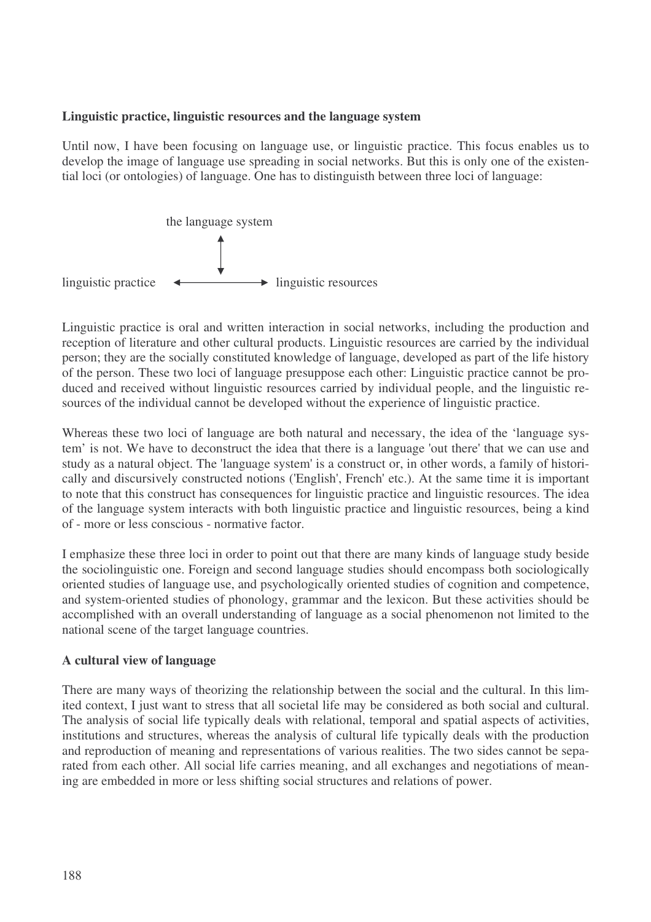**Linguistic practice, linguistic resources and the language system**

Until now, I have been focusing on language use, or linguistic practice. This focus enables us to develop the image of language use spreading in social networks. But this is only one of the existential loci (or ontologies) of language. One has to distinguisth between three loci of language:

```
                    the language system
                            ↕
linguistic practice  ←――――――――――→  linguistic resources
```

Linguistic practice is oral and written interaction in social networks, including the production and reception of literature and other cultural products. Linguistic resources are carried by the individual person; they are the socially constituted knowledge of language, developed as part of the life history of the person. These two loci of language presuppose each other: Linguistic practice cannot be produced and received without linguistic resources carried by individual people, and the linguistic resources of the individual cannot be developed without the experience of linguistic practice.

Whereas these two loci of language are both natural and necessary, the idea of the 'language system' is not. We have to deconstruct the idea that there is a language 'out there' that we can use and study as a natural object. The 'language system' is a construct or, in other words, a family of historically and discursively constructed notions ('English', French' etc.). At the same time it is important to note that this construct has consequences for linguistic practice and linguistic resources. The idea of the language system interacts with both linguistic practice and linguistic resources, being a kind of - more or less conscious - normative factor.

I emphasize these three loci in order to point out that there are many kinds of language study beside the sociolinguistic one. Foreign and second language studies should encompass both sociologically oriented studies of language use, and psychologically oriented studies of cognition and competence, and system-oriented studies of phonology, grammar and the lexicon. But these activities should be accomplished with an overall understanding of language as a social phenomenon not limited to the national scene of the target language countries.

**A cultural view of language**

There are many ways of theorizing the relationship between the social and the cultural. In this limited context, I just want to stress that all societal life may be considered as both social and cultural. The analysis of social life typically deals with relational, temporal and spatial aspects of activities, institutions and structures, whereas the analysis of cultural life typically deals with the production and reproduction of meaning and representations of various realities. The two sides cannot be separated from each other. All social life carries meaning, and all exchanges and negotiations of meaning are embedded in more or less shifting social structures and relations of power.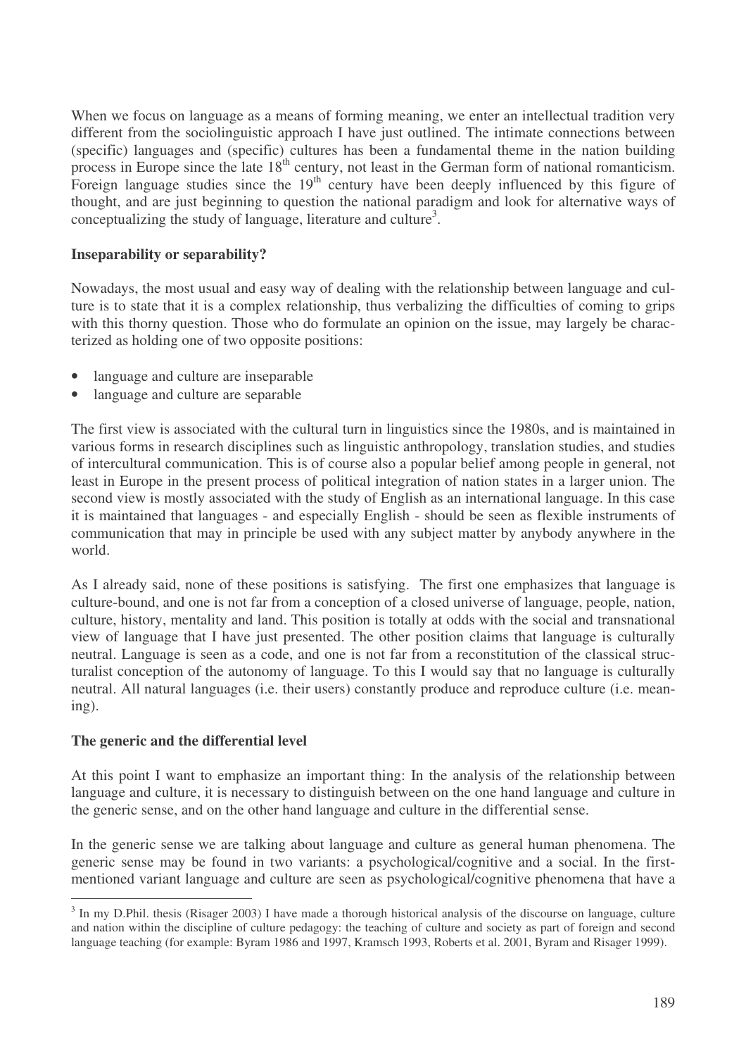When we focus on language as a means of forming meaning, we enter an intellectual tradition very different from the sociolinguistic approach I have just outlined. The intimate connections between (specific) languages and (specific) cultures has been a fundamental theme in the nation building process in Europe since the late 18th century, not least in the German form of national romanticism. Foreign language studies since the 19th century have been deeply influenced by this figure of thought, and are just beginning to question the national paradigm and look for alternative ways of conceptualizing the study of language, literature and culture[3].

**Inseparability or separability?**

Nowadays, the most usual and easy way of dealing with the relationship between language and culture is to state that it is a complex relationship, thus verbalizing the difficulties of coming to grips with this thorny question. Those who do formulate an opinion on the issue, may largely be characterized as holding one of two opposite positions:

- language and culture are inseparable
- language and culture are separable

The first view is associated with the cultural turn in linguistics since the 1980s, and is maintained in various forms in research disciplines such as linguistic anthropology, translation studies, and studies of intercultural communication. This is of course also a popular belief among people in general, not least in Europe in the present process of political integration of nation states in a larger union. The second view is mostly associated with the study of English as an international language. In this case it is maintained that languages - and especially English - should be seen as flexible instruments of communication that may in principle be used with any subject matter by anybody anywhere in the world.

As I already said, none of these positions is satisfying. The first one emphasizes that language is culture-bound, and one is not far from a conception of a closed universe of language, people, nation, culture, history, mentality and land. This position is totally at odds with the social and transnational view of language that I have just presented. The other position claims that language is culturally neutral. Language is seen as a code, and one is not far from a reconstitution of the classical structuralist conception of the autonomy of language. To this I would say that no language is culturally neutral. All natural languages (i.e. their users) constantly produce and reproduce culture (i.e. meaning).

**The generic and the differential level**

At this point I want to emphasize an important thing: In the analysis of the relationship between language and culture, it is necessary to distinguish between on the one hand language and culture in the generic sense, and on the other hand language and culture in the differential sense.

In the generic sense we are talking about language and culture as general human phenomena. The generic sense may be found in two variants: a psychological/cognitive and a social. In the first-mentioned variant language and culture are seen as psychological/cognitive phenomena that have a

---

[3] In my D.Phil. thesis (Risager 2003) I have made a thorough historical analysis of the discourse on language, culture and nation within the discipline of culture pedagogy: the teaching of culture and society as part of foreign and second language teaching (for example: Byram 1986 and 1997, Kramsch 1993, Roberts et al. 2001, Byram and Risager 1999).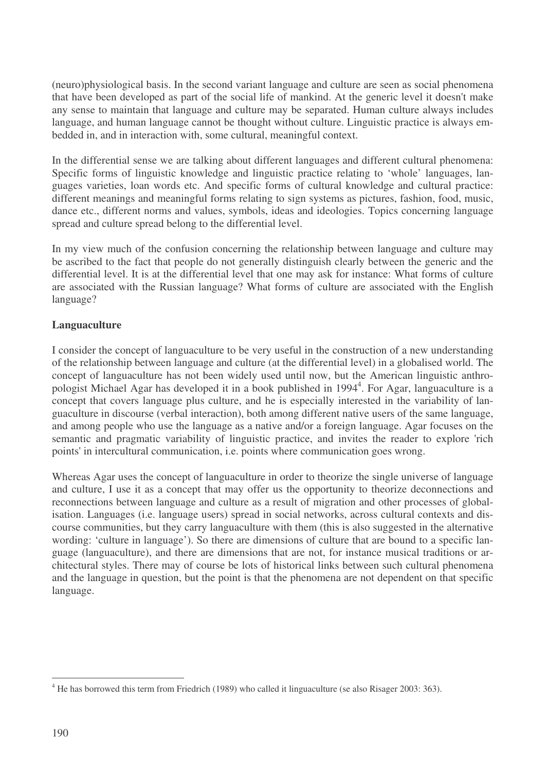(neuro)physiological basis. In the second variant language and culture are seen as social phenomena that have been developed as part of the social life of mankind. At the generic level it doesn't make any sense to maintain that language and culture may be separated. Human culture always includes language, and human language cannot be thought without culture. Linguistic practice is always embedded in, and in interaction with, some cultural, meaningful context.

In the differential sense we are talking about different languages and different cultural phenomena: Specific forms of linguistic knowledge and linguistic practice relating to 'whole' languages, languages varieties, loan words etc. And specific forms of cultural knowledge and cultural practice: different meanings and meaningful forms relating to sign systems as pictures, fashion, food, music, dance etc., different norms and values, symbols, ideas and ideologies. Topics concerning language spread and culture spread belong to the differential level.

In my view much of the confusion concerning the relationship between language and culture may be ascribed to the fact that people do not generally distinguish clearly between the generic and the differential level. It is at the differential level that one may ask for instance: What forms of culture are associated with the Russian language? What forms of culture are associated with the English language?

**Languaculture**

I consider the concept of languaculture to be very useful in the construction of a new understanding of the relationship between language and culture (at the differential level) in a globalised world. The concept of languaculture has not been widely used until now, but the American linguistic anthropologist Michael Agar has developed it in a book published in 1994[4]. For Agar, languaculture is a concept that covers language plus culture, and he is especially interested in the variability of languaculture in discourse (verbal interaction), both among different native users of the same language, and among people who use the language as a native and/or a foreign language. Agar focuses on the semantic and pragmatic variability of linguistic practice, and invites the reader to explore 'rich points' in intercultural communication, i.e. points where communication goes wrong.

Whereas Agar uses the concept of languaculture in order to theorize the single universe of language and culture, I use it as a concept that may offer us the opportunity to theorize deconnections and reconnections between language and culture as a result of migration and other processes of globalisation. Languages (i.e. language users) spread in social networks, across cultural contexts and discourse communities, but they carry languaculture with them (this is also suggested in the alternative wording: 'culture in language'). So there are dimensions of culture that are bound to a specific language (languaculture), and there are dimensions that are not, for instance musical traditions or architectural styles. There may of course be lots of historical links between such cultural phenomena and the language in question, but the point is that the phenomena are not dependent on that specific language.

---

[4] He has borrowed this term from Friedrich (1989) who called it linguaculture (se also Risager 2003: 363).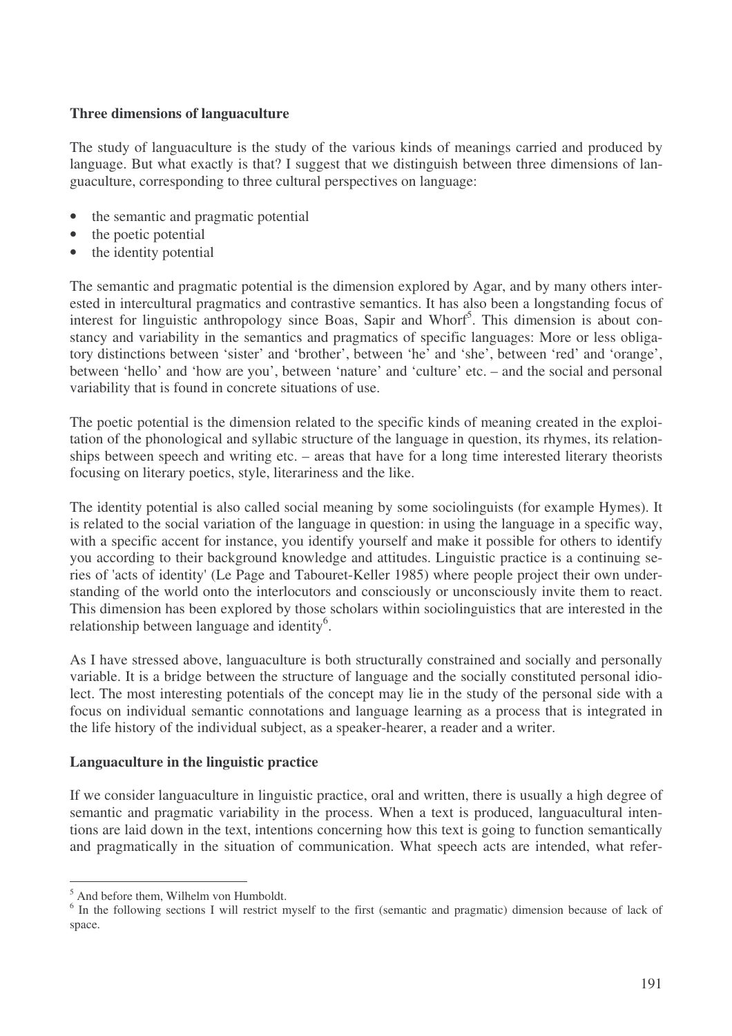**Three dimensions of languaculture**

The study of languaculture is the study of the various kinds of meanings carried and produced by language. But what exactly is that? I suggest that we distinguish between three dimensions of languaculture, corresponding to three cultural perspectives on language:

- the semantic and pragmatic potential
- the poetic potential
- the identity potential

The semantic and pragmatic potential is the dimension explored by Agar, and by many others interested in intercultural pragmatics and contrastive semantics. It has also been a longstanding focus of interest for linguistic anthropology since Boas, Sapir and Whorf[5]. This dimension is about constancy and variability in the semantics and pragmatics of specific languages: More or less obligatory distinctions between 'sister' and 'brother', between 'he' and 'she', between 'red' and 'orange', between 'hello' and 'how are you', between 'nature' and 'culture' etc. – and the social and personal variability that is found in concrete situations of use.

The poetic potential is the dimension related to the specific kinds of meaning created in the exploitation of the phonological and syllabic structure of the language in question, its rhymes, its relationships between speech and writing etc. – areas that have for a long time interested literary theorists focusing on literary poetics, style, literariness and the like.

The identity potential is also called social meaning by some sociolinguists (for example Hymes). It is related to the social variation of the language in question: in using the language in a specific way, with a specific accent for instance, you identify yourself and make it possible for others to identify you according to their background knowledge and attitudes. Linguistic practice is a continuing series of 'acts of identity' (Le Page and Tabouret-Keller 1985) where people project their own understanding of the world onto the interlocutors and consciously or unconsciously invite them to react. This dimension has been explored by those scholars within sociolinguistics that are interested in the relationship between language and identity[6].

As I have stressed above, languaculture is both structurally constrained and socially and personally variable. It is a bridge between the structure of language and the socially constituted personal idiolect. The most interesting potentials of the concept may lie in the study of the personal side with a focus on individual semantic connotations and language learning as a process that is integrated in the life history of the individual subject, as a speaker-hearer, a reader and a writer.

**Languaculture in the linguistic practice**

If we consider languaculture in linguistic practice, oral and written, there is usually a high degree of semantic and pragmatic variability in the process. When a text is produced, languacultural intentions are laid down in the text, intentions concerning how this text is going to function semantically and pragmatically in the situation of communication. What speech acts are intended, what refer-

---

[5] And before them, Wilhelm von Humboldt.

[6] In the following sections I will restrict myself to the first (semantic and pragmatic) dimension because of lack of space.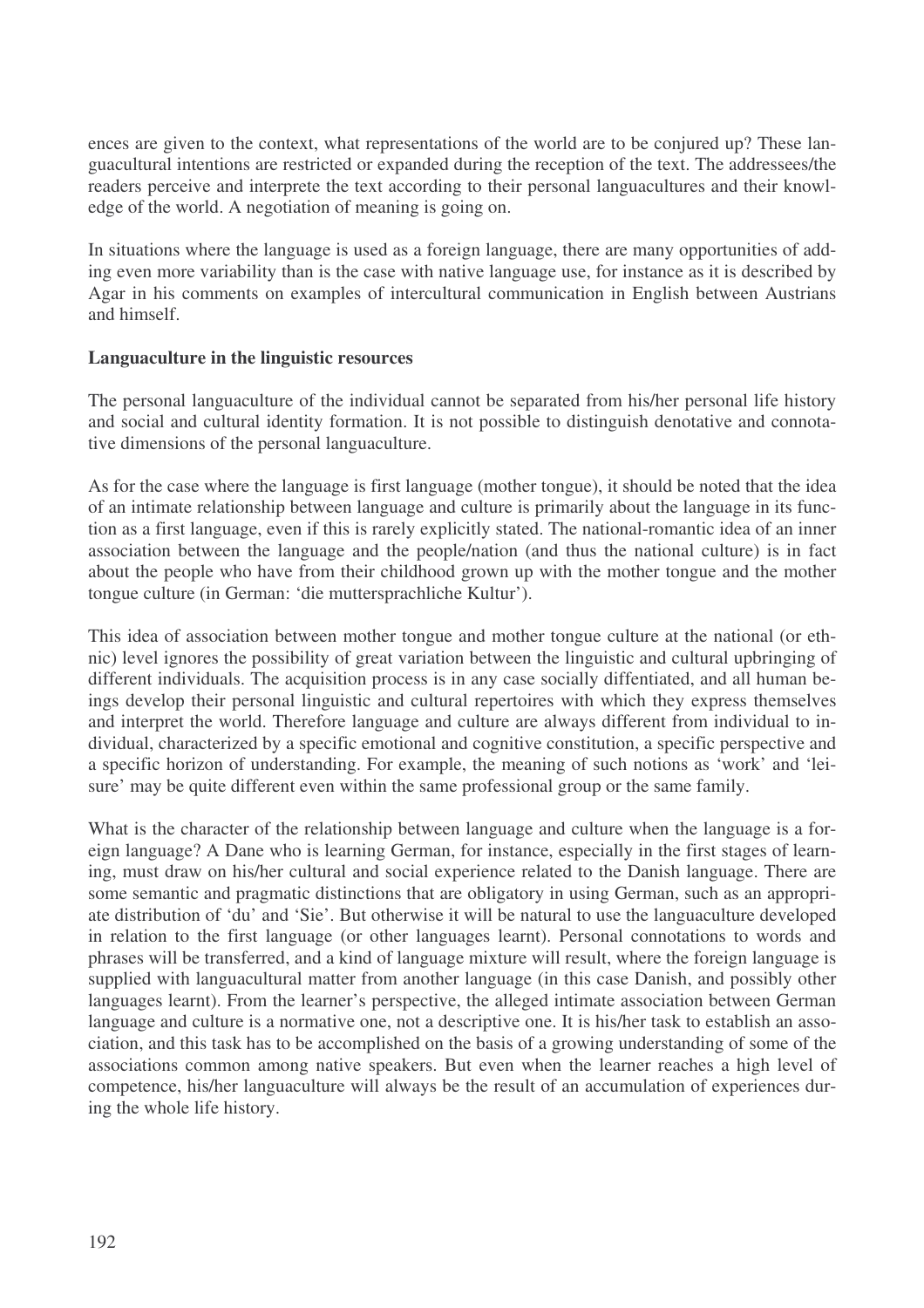ences are given to the context, what representations of the world are to be conjured up? These languacultural intentions are restricted or expanded during the reception of the text. The addressees/the readers perceive and interprete the text according to their personal languacultures and their knowledge of the world. A negotiation of meaning is going on.

In situations where the language is used as a foreign language, there are many opportunities of adding even more variability than is the case with native language use, for instance as it is described by Agar in his comments on examples of intercultural communication in English between Austrians and himself.

**Languaculture in the linguistic resources**

The personal languaculture of the individual cannot be separated from his/her personal life history and social and cultural identity formation. It is not possible to distinguish denotative and connotative dimensions of the personal languaculture.

As for the case where the language is first language (mother tongue), it should be noted that the idea of an intimate relationship between language and culture is primarily about the language in its function as a first language, even if this is rarely explicitly stated. The national-romantic idea of an inner association between the language and the people/nation (and thus the national culture) is in fact about the people who have from their childhood grown up with the mother tongue and the mother tongue culture (in German: 'die muttersprachliche Kultur').

This idea of association between mother tongue and mother tongue culture at the national (or ethnic) level ignores the possibility of great variation between the linguistic and cultural upbringing of different individuals. The acquisition process is in any case socially diffentiated, and all human beings develop their personal linguistic and cultural repertoires with which they express themselves and interpret the world. Therefore language and culture are always different from individual to individual, characterized by a specific emotional and cognitive constitution, a specific perspective and a specific horizon of understanding. For example, the meaning of such notions as 'work' and 'leisure' may be quite different even within the same professional group or the same family.

What is the character of the relationship between language and culture when the language is a foreign language? A Dane who is learning German, for instance, especially in the first stages of learning, must draw on his/her cultural and social experience related to the Danish language. There are some semantic and pragmatic distinctions that are obligatory in using German, such as an appropriate distribution of 'du' and 'Sie'. But otherwise it will be natural to use the languaculture developed in relation to the first language (or other languages learnt). Personal connotations to words and phrases will be transferred, and a kind of language mixture will result, where the foreign language is supplied with languacultural matter from another language (in this case Danish, and possibly other languages learnt). From the learner's perspective, the alleged intimate association between German language and culture is a normative one, not a descriptive one. It is his/her task to establish an association, and this task has to be accomplished on the basis of a growing understanding of some of the associations common among native speakers. But even when the learner reaches a high level of competence, his/her languaculture will always be the result of an accumulation of experiences during the whole life history.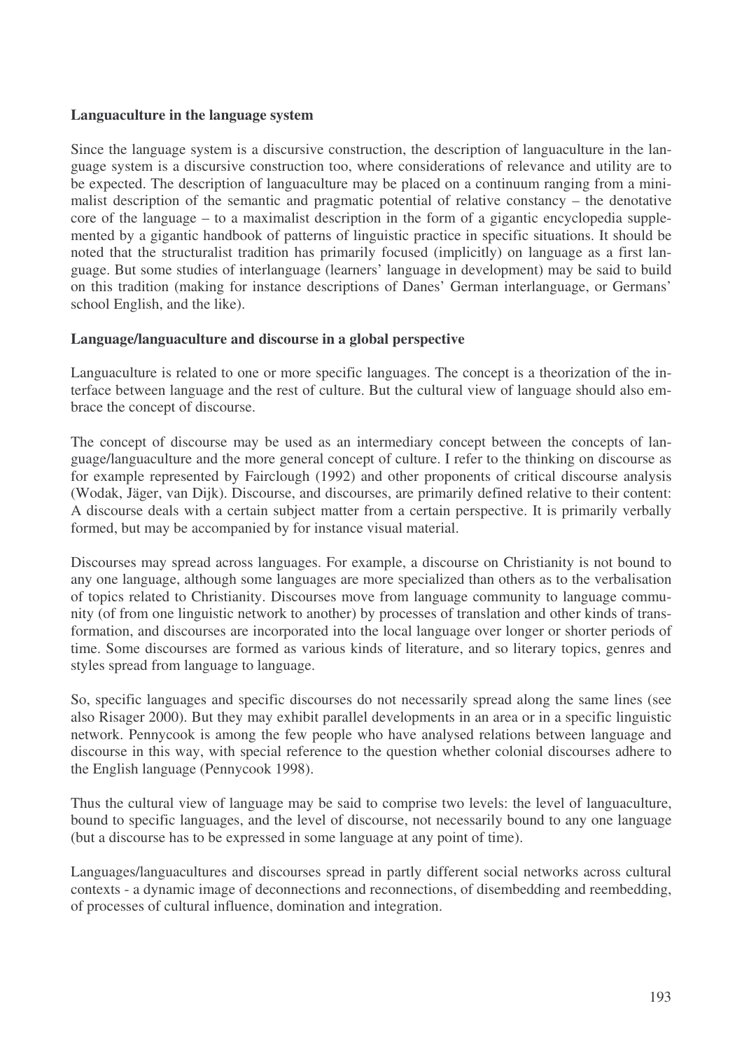**Languaculture in the language system**

Since the language system is a discursive construction, the description of languaculture in the language system is a discursive construction too, where considerations of relevance and utility are to be expected. The description of languaculture may be placed on a continuum ranging from a minimalist description of the semantic and pragmatic potential of relative constancy – the denotative core of the language – to a maximalist description in the form of a gigantic encyclopedia supplemented by a gigantic handbook of patterns of linguistic practice in specific situations. It should be noted that the structuralist tradition has primarily focused (implicitly) on language as a first language. But some studies of interlanguage (learners' language in development) may be said to build on this tradition (making for instance descriptions of Danes' German interlanguage, or Germans' school English, and the like).

**Language/languaculture and discourse in a global perspective**

Languaculture is related to one or more specific languages. The concept is a theorization of the interface between language and the rest of culture. But the cultural view of language should also embrace the concept of discourse.

The concept of discourse may be used as an intermediary concept between the concepts of language/languaculture and the more general concept of culture. I refer to the thinking on discourse as for example represented by Fairclough (1992) and other proponents of critical discourse analysis (Wodak, Jäger, van Dijk). Discourse, and discourses, are primarily defined relative to their content: A discourse deals with a certain subject matter from a certain perspective. It is primarily verbally formed, but may be accompanied by for instance visual material.

Discourses may spread across languages. For example, a discourse on Christianity is not bound to any one language, although some languages are more specialized than others as to the verbalisation of topics related to Christianity. Discourses move from language community to language community (of from one linguistic network to another) by processes of translation and other kinds of transformation, and discourses are incorporated into the local language over longer or shorter periods of time. Some discourses are formed as various kinds of literature, and so literary topics, genres and styles spread from language to language.

So, specific languages and specific discourses do not necessarily spread along the same lines (see also Risager 2000). But they may exhibit parallel developments in an area or in a specific linguistic network. Pennycook is among the few people who have analysed relations between language and discourse in this way, with special reference to the question whether colonial discourses adhere to the English language (Pennycook 1998).

Thus the cultural view of language may be said to comprise two levels: the level of languaculture, bound to specific languages, and the level of discourse, not necessarily bound to any one language (but a discourse has to be expressed in some language at any point of time).

Languages/languacultures and discourses spread in partly different social networks across cultural contexts - a dynamic image of deconnections and reconnections, of disembedding and reembedding, of processes of cultural influence, domination and integration.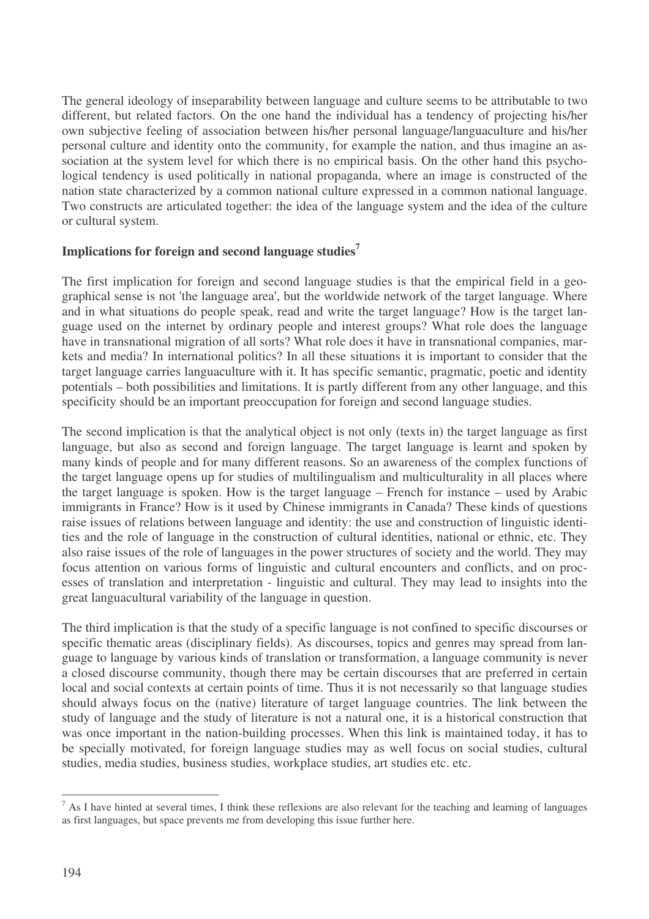The general ideology of inseparability between language and culture seems to be attributable to two different, but related factors. On the one hand the individual has a tendency of projecting his/her own subjective feeling of association between his/her personal language/languaculture and his/her personal culture and identity onto the community, for example the nation, and thus imagine an association at the system level for which there is no empirical basis. On the other hand this psychological tendency is used politically in national propaganda, where an image is constructed of the nation state characterized by a common national culture expressed in a common national language. Two constructs are articulated together: the idea of the language system and the idea of the culture or cultural system.

### Implications for foreign and second language studies[7]

The first implication for foreign and second language studies is that the empirical field in a geographical sense is not 'the language area', but the worldwide network of the target language. Where and in what situations do people speak, read and write the target language? How is the target language used on the internet by ordinary people and interest groups? What role does the language have in transnational migration of all sorts? What role does it have in transnational companies, markets and media? In international politics? In all these situations it is important to consider that the target language carries languaculture with it. It has specific semantic, pragmatic, poetic and identity potentials – both possibilities and limitations. It is partly different from any other language, and this specificity should be an important preoccupation for foreign and second language studies.

The second implication is that the analytical object is not only (texts in) the target language as first language, but also as second and foreign language. The target language is learnt and spoken by many kinds of people and for many different reasons. So an awareness of the complex functions of the target language opens up for studies of multilingualism and multiculturality in all places where the target language is spoken. How is the target language – French for instance – used by Arabic immigrants in France? How is it used by Chinese immigrants in Canada? These kinds of questions raise issues of relations between language and identity: the use and construction of linguistic identities and the role of language in the construction of cultural identities, national or ethnic, etc. They also raise issues of the role of languages in the power structures of society and the world. They may focus attention on various forms of linguistic and cultural encounters and conflicts, and on processes of translation and interpretation - linguistic and cultural. They may lead to insights into the great languacultural variability of the language in question.

The third implication is that the study of a specific language is not confined to specific discourses or specific thematic areas (disciplinary fields). As discourses, topics and genres may spread from language to language by various kinds of translation or transformation, a language community is never a closed discourse community, though there may be certain discourses that are preferred in certain local and social contexts at certain points of time. Thus it is not necessarily so that language studies should always focus on the (native) literature of target language countries. The link between the study of language and the study of literature is not a natural one, it is a historical construction that was once important in the nation-building processes. When this link is maintained today, it has to be specially motivated, for foreign language studies may as well focus on social studies, cultural studies, media studies, business studies, workplace studies, art studies etc. etc.

---

[7] As I have hinted at several times, I think these reflexions are also relevant for the teaching and learning of languages as first languages, but space prevents me from developing this issue further here.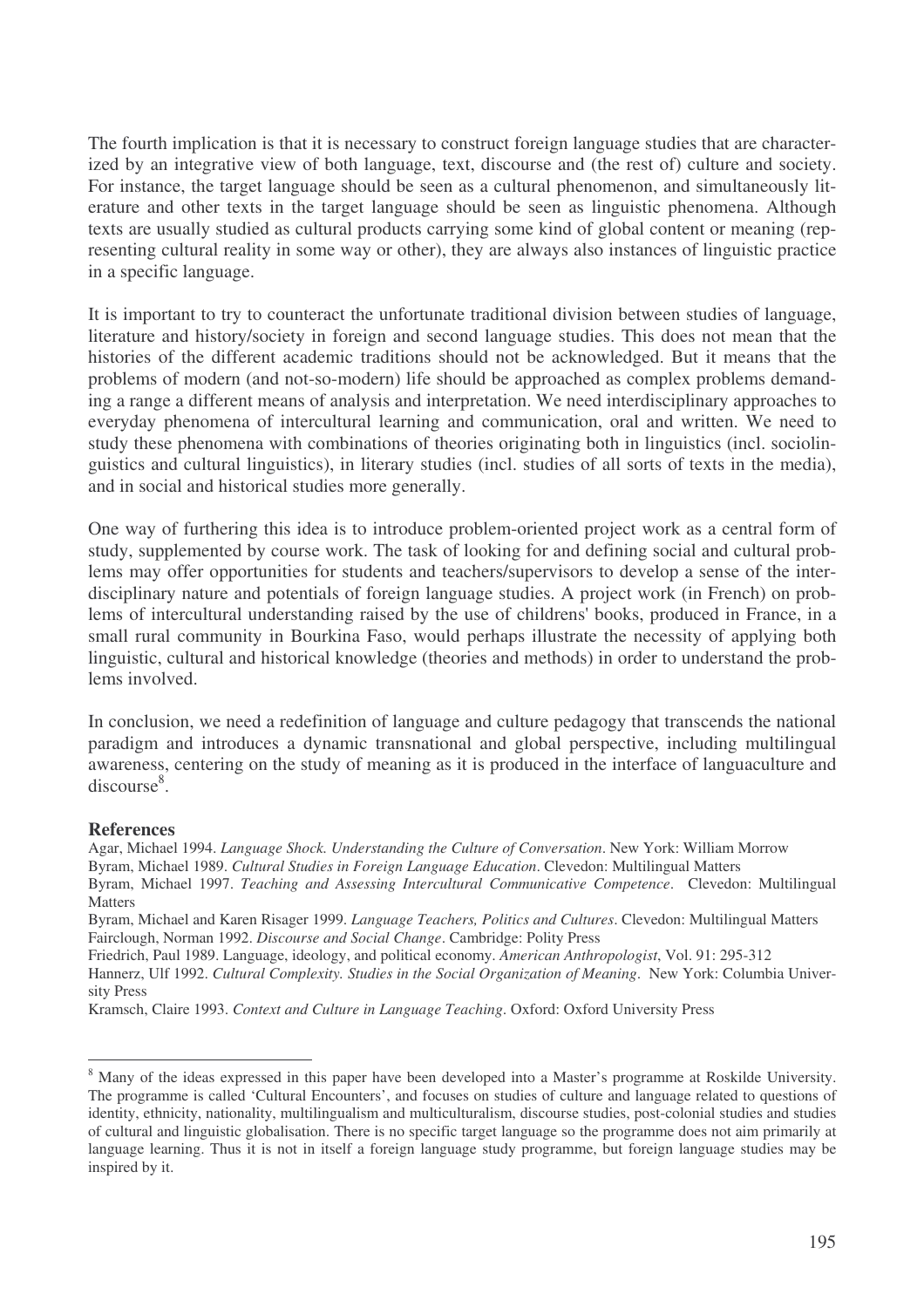The fourth implication is that it is necessary to construct foreign language studies that are characterized by an integrative view of both language, text, discourse and (the rest of) culture and society. For instance, the target language should be seen as a cultural phenomenon, and simultaneously literature and other texts in the target language should be seen as linguistic phenomena. Although texts are usually studied as cultural products carrying some kind of global content or meaning (representing cultural reality in some way or other), they are always also instances of linguistic practice in a specific language.

It is important to try to counteract the unfortunate traditional division between studies of language, literature and history/society in foreign and second language studies. This does not mean that the histories of the different academic traditions should not be acknowledged. But it means that the problems of modern (and not-so-modern) life should be approached as complex problems demanding a range a different means of analysis and interpretation. We need interdisciplinary approaches to everyday phenomena of intercultural learning and communication, oral and written. We need to study these phenomena with combinations of theories originating both in linguistics (incl. sociolinguistics and cultural linguistics), in literary studies (incl. studies of all sorts of texts in the media), and in social and historical studies more generally.

One way of furthering this idea is to introduce problem-oriented project work as a central form of study, supplemented by course work. The task of looking for and defining social and cultural problems may offer opportunities for students and teachers/supervisors to develop a sense of the interdisciplinary nature and potentials of foreign language studies. A project work (in French) on problems of intercultural understanding raised by the use of childrens' books, produced in France, in a small rural community in Bourkina Faso, would perhaps illustrate the necessity of applying both linguistic, cultural and historical knowledge (theories and methods) in order to understand the problems involved.

In conclusion, we need a redefinition of language and culture pedagogy that transcends the national paradigm and introduces a dynamic transnational and global perspective, including multilingual awareness, centering on the study of meaning as it is produced in the interface of languaculture and discourse[8].

**References**

Agar, Michael 1994. *Language Shock. Understanding the Culture of Conversation*. New York: William Morrow

Byram, Michael 1989. *Cultural Studies in Foreign Language Education*. Clevedon: Multilingual Matters

Byram, Michael 1997. *Teaching and Assessing Intercultural Communicative Competence*. Clevedon: Multilingual Matters

Byram, Michael and Karen Risager 1999. *Language Teachers, Politics and Cultures*. Clevedon: Multilingual Matters

Fairclough, Norman 1992. *Discourse and Social Change*. Cambridge: Polity Press

Friedrich, Paul 1989. Language, ideology, and political economy. *American Anthropologist*, Vol. 91: 295-312

Hannerz, Ulf 1992. *Cultural Complexity. Studies in the Social Organization of Meaning*. New York: Columbia University Press

Kramsch, Claire 1993. *Context and Culture in Language Teaching*. Oxford: Oxford University Press

---

[8] Many of the ideas expressed in this paper have been developed into a Master's programme at Roskilde University. The programme is called 'Cultural Encounters', and focuses on studies of culture and language related to questions of identity, ethnicity, nationality, multilingualism and multiculturalism, discourse studies, post-colonial studies and studies of cultural and linguistic globalisation. There is no specific target language so the programme does not aim primarily at language learning. Thus it is not in itself a foreign language study programme, but foreign language studies may be inspired by it.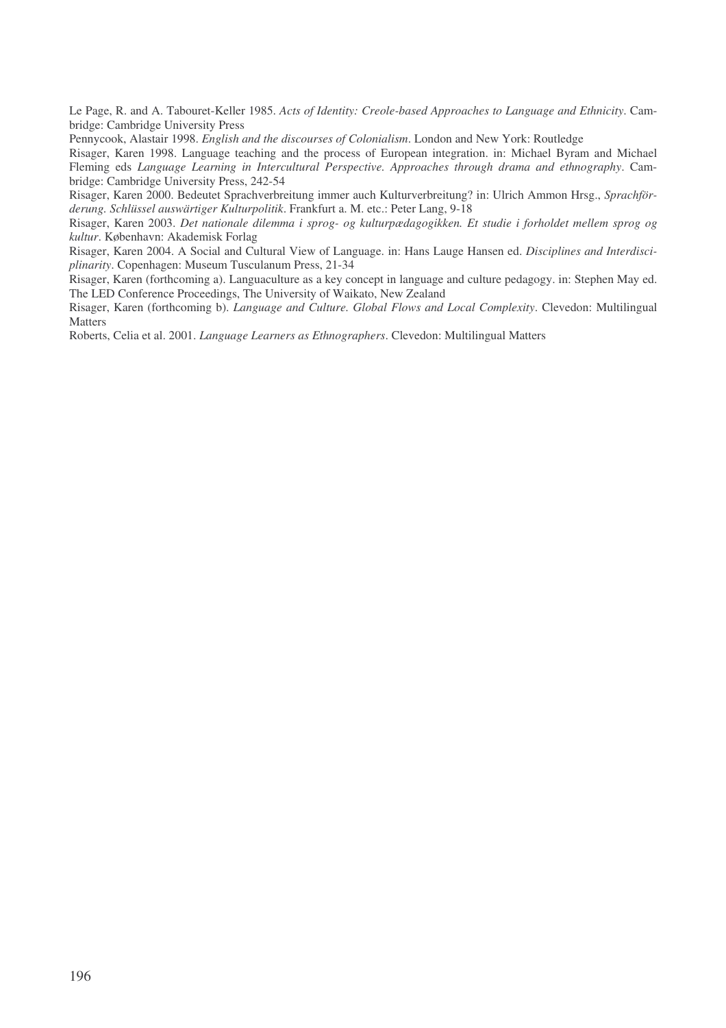Le Page, R. and A. Tabouret-Keller 1985. *Acts of Identity: Creole-based Approaches to Language and Ethnicity*. Cambridge: Cambridge University Press

Pennycook, Alastair 1998. *English and the discourses of Colonialism*. London and New York: Routledge

Risager, Karen 1998. Language teaching and the process of European integration. in: Michael Byram and Michael Fleming eds *Language Learning in Intercultural Perspective. Approaches through drama and ethnography*. Cambridge: Cambridge University Press, 242-54

Risager, Karen 2000. Bedeutet Sprachverbreitung immer auch Kulturverbreitung? in: Ulrich Ammon Hrsg., *Sprachförderung. Schlüssel auswärtiger Kulturpolitik*. Frankfurt a. M. etc.: Peter Lang, 9-18

Risager, Karen 2003. *Det nationale dilemma i sprog- og kulturpædagogikken. Et studie i forholdet mellem sprog og kultur*. København: Akademisk Forlag

Risager, Karen 2004. A Social and Cultural View of Language. in: Hans Lauge Hansen ed. *Disciplines and Interdisciplinarity*. Copenhagen: Museum Tusculanum Press, 21-34

Risager, Karen (forthcoming a). Languaculture as a key concept in language and culture pedagogy. in: Stephen May ed. The LED Conference Proceedings, The University of Waikato, New Zealand

Risager, Karen (forthcoming b). *Language and Culture. Global Flows and Local Complexity*. Clevedon: Multilingual Matters

Roberts, Celia et al. 2001. *Language Learners as Ethnographers*. Clevedon: Multilingual Matters